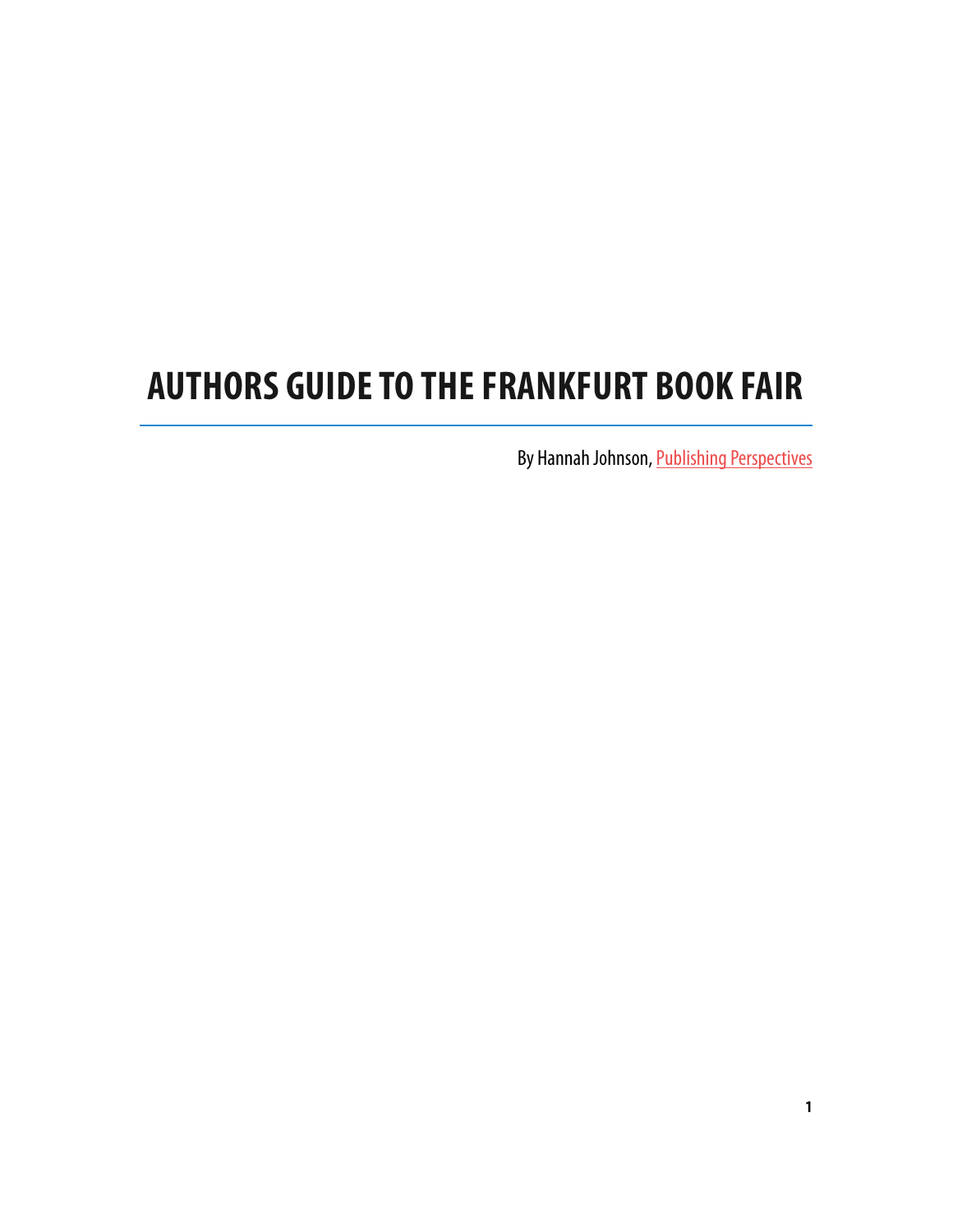# AUTHORS GUIDE TO THE FRANKFURT BOOK FAIR

By Hannah Johnson, Publishing Perspectives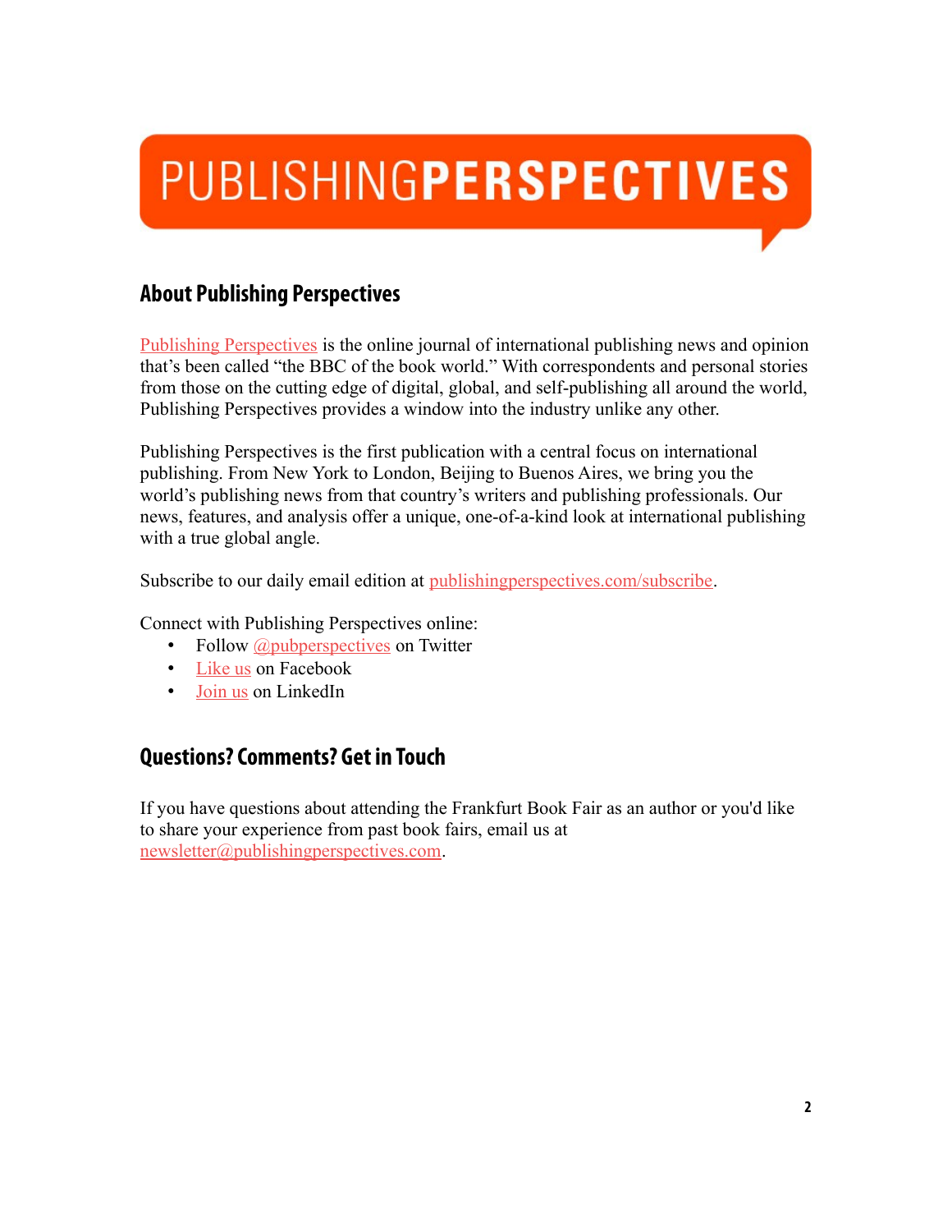# PUBLISHINGPERSPECTIVES

## About Publishing Perspectives

Publishing Perspectives is the online journal of international publishing news and opinion that's been called "the BBC of the book world." With correspondents and personal stories from those on the cutting edge of digital, global, and self-publishing all around the world, Publishing Perspectives provides a window into the industry unlike any other.

Publishing Perspectives is the first publication with a central focus on international publishing. From New York to London, Beijing to Buenos Aires, we bring you the world's publishing news from that country's writers and publishing professionals. Our news, features, and analysis offer a unique, one-of-a-kind look at international publishing with a true global angle.

Subscribe to our daily email edition at publishingperspectives.com/subscribe.

Connect with Publishing Perspectives online:

- Follow @pubperspectives on Twitter
- Like us on Facebook
- Join us on LinkedIn

## Questions? Comments? Get in Touch

If you have questions about attending the Frankfurt Book Fair as an author or you'd like to share your experience from past book fairs, email us at newsletter@publishingperspectives.com.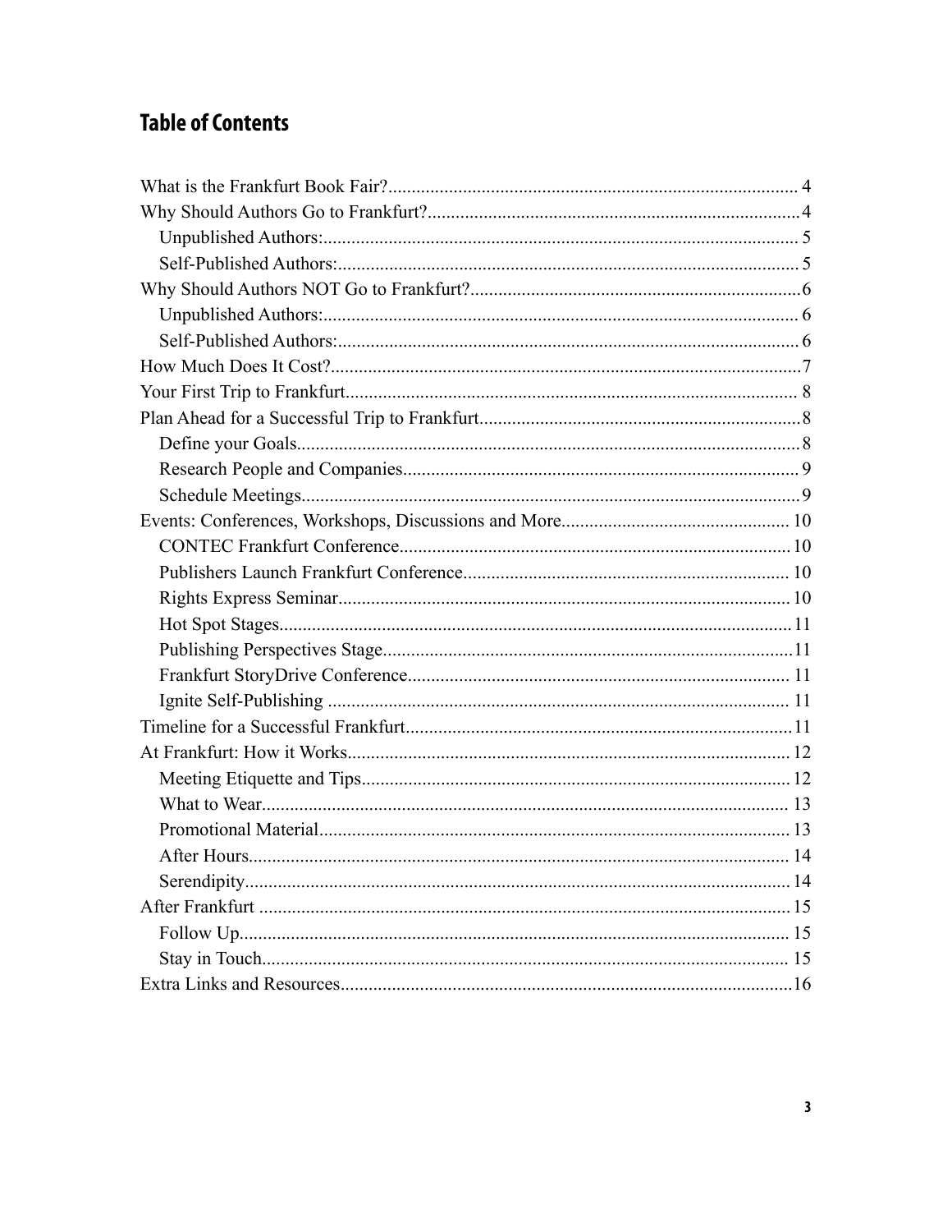## Table of Contents

- What is the Frankfurt Book Fair? ... 4
- Why Should Authors Go to Frankfurt? ... 4
  - Unpublished Authors: ... 5
  - Self-Published Authors: ... 5
- Why Should Authors NOT Go to Frankfurt? ... 6
  - Unpublished Authors: ... 6
  - Self-Published Authors: ... 6
- How Much Does It Cost? ... 7
- Your First Trip to Frankfurt ... 8
- Plan Ahead for a Successful Trip to Frankfurt ... 8
  - Define your Goals ... 8
  - Research People and Companies ... 9
  - Schedule Meetings ... 9
- Events: Conferences, Workshops, Discussions and More ... 10
  - CONTEC Frankfurt Conference ... 10
  - Publishers Launch Frankfurt Conference ... 10
  - Rights Express Seminar ... 10
  - Hot Spot Stages ... 11
  - Publishing Perspectives Stage ... 11
  - Frankfurt StoryDrive Conference ... 11
  - Ignite Self-Publishing ... 11
- Timeline for a Successful Frankfurt ... 11
- At Frankfurt: How it Works ... 12
  - Meeting Etiquette and Tips ... 12
  - What to Wear ... 13
  - Promotional Material ... 13
  - After Hours ... 14
  - Serendipity ... 14
- After Frankfurt ... 15
  - Follow Up ... 15
  - Stay in Touch ... 15
- Extra Links and Resources ... 16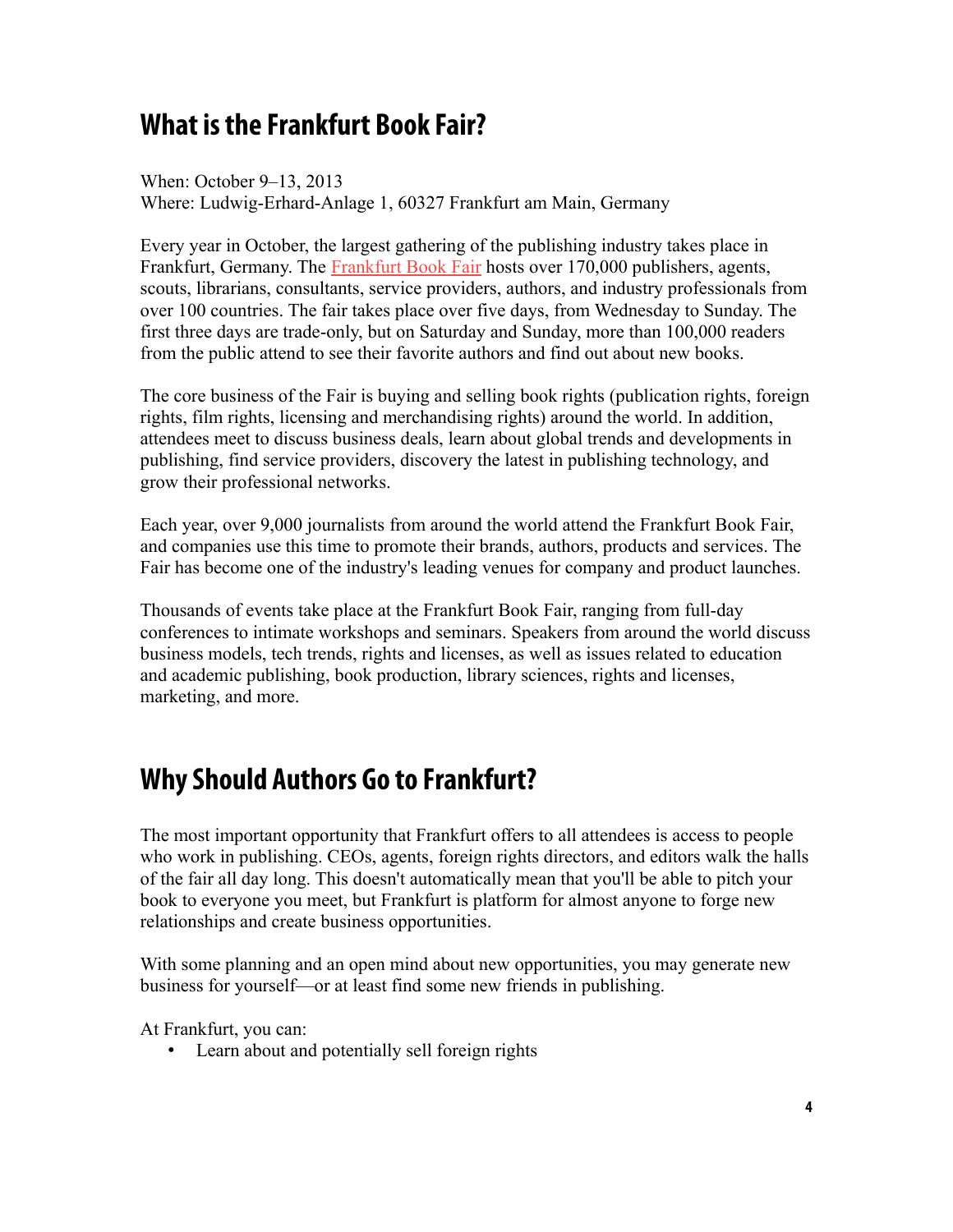## What is the Frankfurt Book Fair?

When: October 9–13, 2013
Where: Ludwig-Erhard-Anlage 1, 60327 Frankfurt am Main, Germany

Every year in October, the largest gathering of the publishing industry takes place in Frankfurt, Germany. The Frankfurt Book Fair hosts over 170,000 publishers, agents, scouts, librarians, consultants, service providers, authors, and industry professionals from over 100 countries. The fair takes place over five days, from Wednesday to Sunday. The first three days are trade-only, but on Saturday and Sunday, more than 100,000 readers from the public attend to see their favorite authors and find out about new books.

The core business of the Fair is buying and selling book rights (publication rights, foreign rights, film rights, licensing and merchandising rights) around the world. In addition, attendees meet to discuss business deals, learn about global trends and developments in publishing, find service providers, discovery the latest in publishing technology, and grow their professional networks.

Each year, over 9,000 journalists from around the world attend the Frankfurt Book Fair, and companies use this time to promote their brands, authors, products and services. The Fair has become one of the industry's leading venues for company and product launches.

Thousands of events take place at the Frankfurt Book Fair, ranging from full-day conferences to intimate workshops and seminars. Speakers from around the world discuss business models, tech trends, rights and licenses, as well as issues related to education and academic publishing, book production, library sciences, rights and licenses, marketing, and more.

## Why Should Authors Go to Frankfurt?

The most important opportunity that Frankfurt offers to all attendees is access to people who work in publishing. CEOs, agents, foreign rights directors, and editors walk the halls of the fair all day long. This doesn't automatically mean that you'll be able to pitch your book to everyone you meet, but Frankfurt is platform for almost anyone to forge new relationships and create business opportunities.

With some planning and an open mind about new opportunities, you may generate new business for yourself—or at least find some new friends in publishing.

At Frankfurt, you can:

- Learn about and potentially sell foreign rights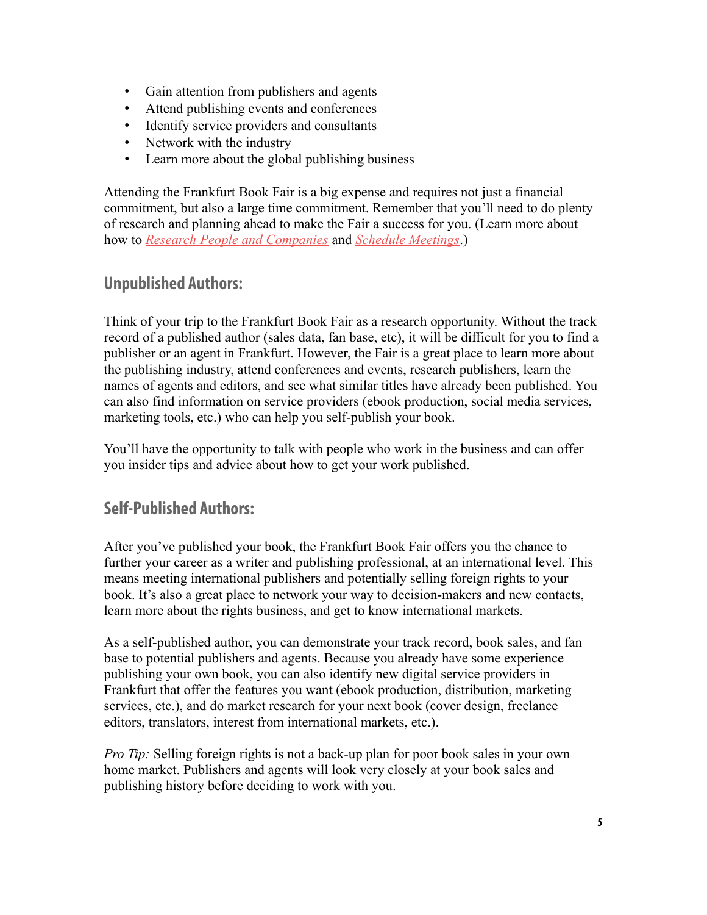- Gain attention from publishers and agents
- Attend publishing events and conferences
- Identify service providers and consultants
- Network with the industry
- Learn more about the global publishing business

Attending the Frankfurt Book Fair is a big expense and requires not just a financial commitment, but also a large time commitment. Remember that you'll need to do plenty of research and planning ahead to make the Fair a success for you. (Learn more about how to *Research People and Companies* and *Schedule Meetings*.)

## Unpublished Authors:

Think of your trip to the Frankfurt Book Fair as a research opportunity. Without the track record of a published author (sales data, fan base, etc), it will be difficult for you to find a publisher or an agent in Frankfurt. However, the Fair is a great place to learn more about the publishing industry, attend conferences and events, research publishers, learn the names of agents and editors, and see what similar titles have already been published. You can also find information on service providers (ebook production, social media services, marketing tools, etc.) who can help you self-publish your book.

You'll have the opportunity to talk with people who work in the business and can offer you insider tips and advice about how to get your work published.

## Self-Published Authors:

After you've published your book, the Frankfurt Book Fair offers you the chance to further your career as a writer and publishing professional, at an international level. This means meeting international publishers and potentially selling foreign rights to your book. It's also a great place to network your way to decision-makers and new contacts, learn more about the rights business, and get to know international markets.

As a self-published author, you can demonstrate your track record, book sales, and fan base to potential publishers and agents. Because you already have some experience publishing your own book, you can also identify new digital service providers in Frankfurt that offer the features you want (ebook production, distribution, marketing services, etc.), and do market research for your next book (cover design, freelance editors, translators, interest from international markets, etc.).

*Pro Tip:* Selling foreign rights is not a back-up plan for poor book sales in your own home market. Publishers and agents will look very closely at your book sales and publishing history before deciding to work with you.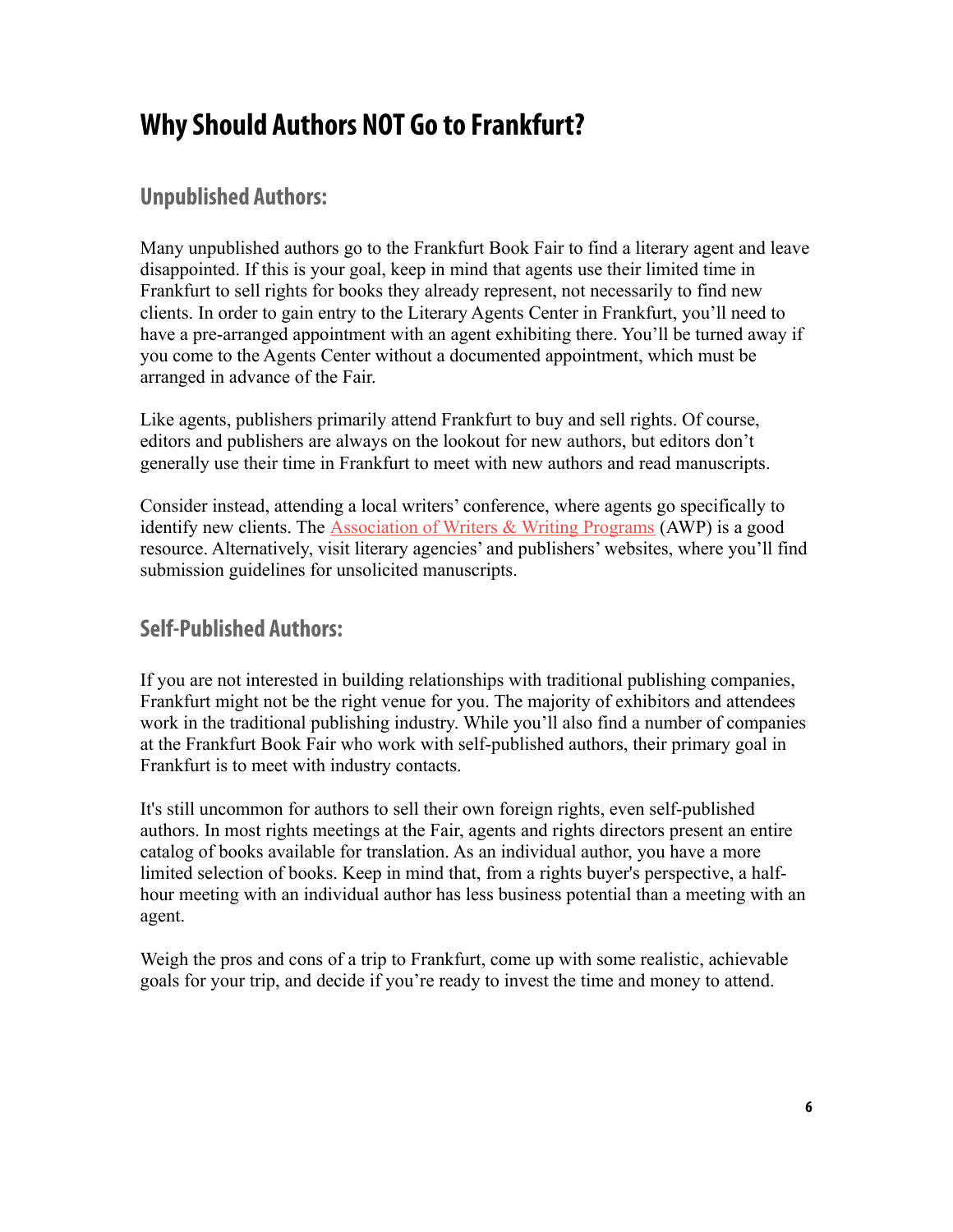# Why Should Authors NOT Go to Frankfurt?

## Unpublished Authors:

Many unpublished authors go to the Frankfurt Book Fair to find a literary agent and leave disappointed. If this is your goal, keep in mind that agents use their limited time in Frankfurt to sell rights for books they already represent, not necessarily to find new clients. In order to gain entry to the Literary Agents Center in Frankfurt, you'll need to have a pre-arranged appointment with an agent exhibiting there. You'll be turned away if you come to the Agents Center without a documented appointment, which must be arranged in advance of the Fair.

Like agents, publishers primarily attend Frankfurt to buy and sell rights. Of course, editors and publishers are always on the lookout for new authors, but editors don't generally use their time in Frankfurt to meet with new authors and read manuscripts.

Consider instead, attending a local writers' conference, where agents go specifically to identify new clients. The Association of Writers & Writing Programs (AWP) is a good resource. Alternatively, visit literary agencies' and publishers' websites, where you'll find submission guidelines for unsolicited manuscripts.

## Self-Published Authors:

If you are not interested in building relationships with traditional publishing companies, Frankfurt might not be the right venue for you. The majority of exhibitors and attendees work in the traditional publishing industry. While you'll also find a number of companies at the Frankfurt Book Fair who work with self-published authors, their primary goal in Frankfurt is to meet with industry contacts.

It's still uncommon for authors to sell their own foreign rights, even self-published authors. In most rights meetings at the Fair, agents and rights directors present an entire catalog of books available for translation. As an individual author, you have a more limited selection of books. Keep in mind that, from a rights buyer's perspective, a half-hour meeting with an individual author has less business potential than a meeting with an agent.

Weigh the pros and cons of a trip to Frankfurt, come up with some realistic, achievable goals for your trip, and decide if you're ready to invest the time and money to attend.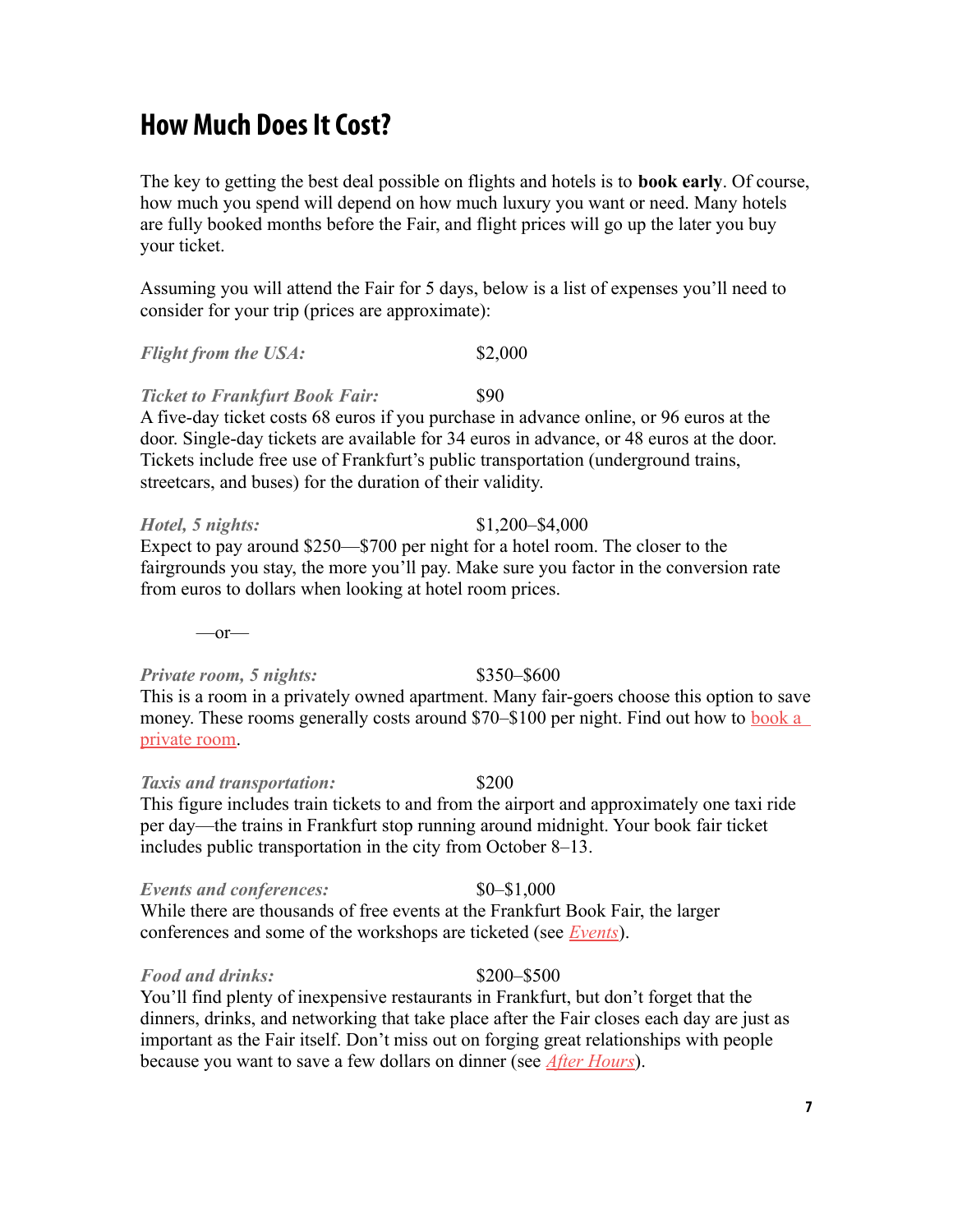# How Much Does It Cost?

The key to getting the best deal possible on flights and hotels is to **book early**. Of course, how much you spend will depend on how much luxury you want or need. Many hotels are fully booked months before the Fair, and flight prices will go up the later you buy your ticket.

Assuming you will attend the Fair for 5 days, below is a list of expenses you'll need to consider for your trip (prices are approximate):

***Flight from the USA:*** $2,000

***Ticket to Frankfurt Book Fair:*** $90
A five-day ticket costs 68 euros if you purchase in advance online, or 96 euros at the door. Single-day tickets are available for 34 euros in advance, or 48 euros at the door. Tickets include free use of Frankfurt's public transportation (underground trains, streetcars, and buses) for the duration of their validity.

***Hotel, 5 nights:*** $1,200–$4,000
Expect to pay around $250—$700 per night for a hotel room. The closer to the fairgrounds you stay, the more you'll pay. Make sure you factor in the conversion rate from euros to dollars when looking at hotel room prices.

—or—

***Private room, 5 nights:*** $350–$600
This is a room in a privately owned apartment. Many fair-goers choose this option to save money. These rooms generally costs around $70–$100 per night. Find out how to book a private room.

***Taxis and transportation:*** $200
This figure includes train tickets to and from the airport and approximately one taxi ride per day—the trains in Frankfurt stop running around midnight. Your book fair ticket includes public transportation in the city from October 8–13.

***Events and conferences:*** $0–$1,000
While there are thousands of free events at the Frankfurt Book Fair, the larger conferences and some of the workshops are ticketed (see *Events*).

***Food and drinks:*** $200–$500
You'll find plenty of inexpensive restaurants in Frankfurt, but don't forget that the dinners, drinks, and networking that take place after the Fair closes each day are just as important as the Fair itself. Don't miss out on forging great relationships with people because you want to save a few dollars on dinner (see *After Hours*).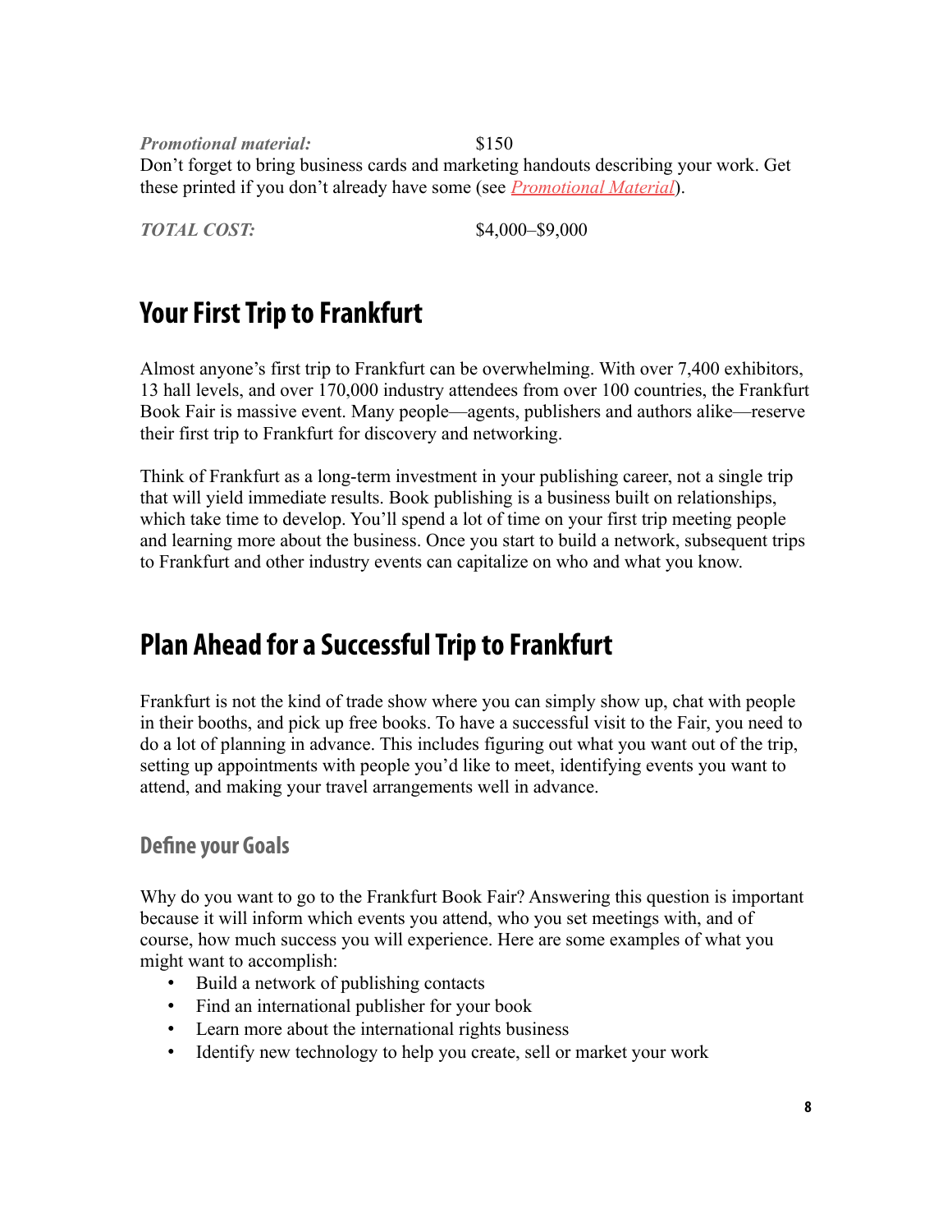*Promotional material:* $150

Don't forget to bring business cards and marketing handouts describing your work. Get these printed if you don't already have some (see *Promotional Material*).

*TOTAL COST:* $4,000–$9,000

## Your First Trip to Frankfurt

Almost anyone's first trip to Frankfurt can be overwhelming. With over 7,400 exhibitors, 13 hall levels, and over 170,000 industry attendees from over 100 countries, the Frankfurt Book Fair is massive event. Many people—agents, publishers and authors alike—reserve their first trip to Frankfurt for discovery and networking.

Think of Frankfurt as a long-term investment in your publishing career, not a single trip that will yield immediate results. Book publishing is a business built on relationships, which take time to develop. You'll spend a lot of time on your first trip meeting people and learning more about the business. Once you start to build a network, subsequent trips to Frankfurt and other industry events can capitalize on who and what you know.

## Plan Ahead for a Successful Trip to Frankfurt

Frankfurt is not the kind of trade show where you can simply show up, chat with people in their booths, and pick up free books. To have a successful visit to the Fair, you need to do a lot of planning in advance. This includes figuring out what you want out of the trip, setting up appointments with people you'd like to meet, identifying events you want to attend, and making your travel arrangements well in advance.

### Define your Goals

Why do you want to go to the Frankfurt Book Fair? Answering this question is important because it will inform which events you attend, who you set meetings with, and of course, how much success you will experience. Here are some examples of what you might want to accomplish:

- Build a network of publishing contacts
- Find an international publisher for your book
- Learn more about the international rights business
- Identify new technology to help you create, sell or market your work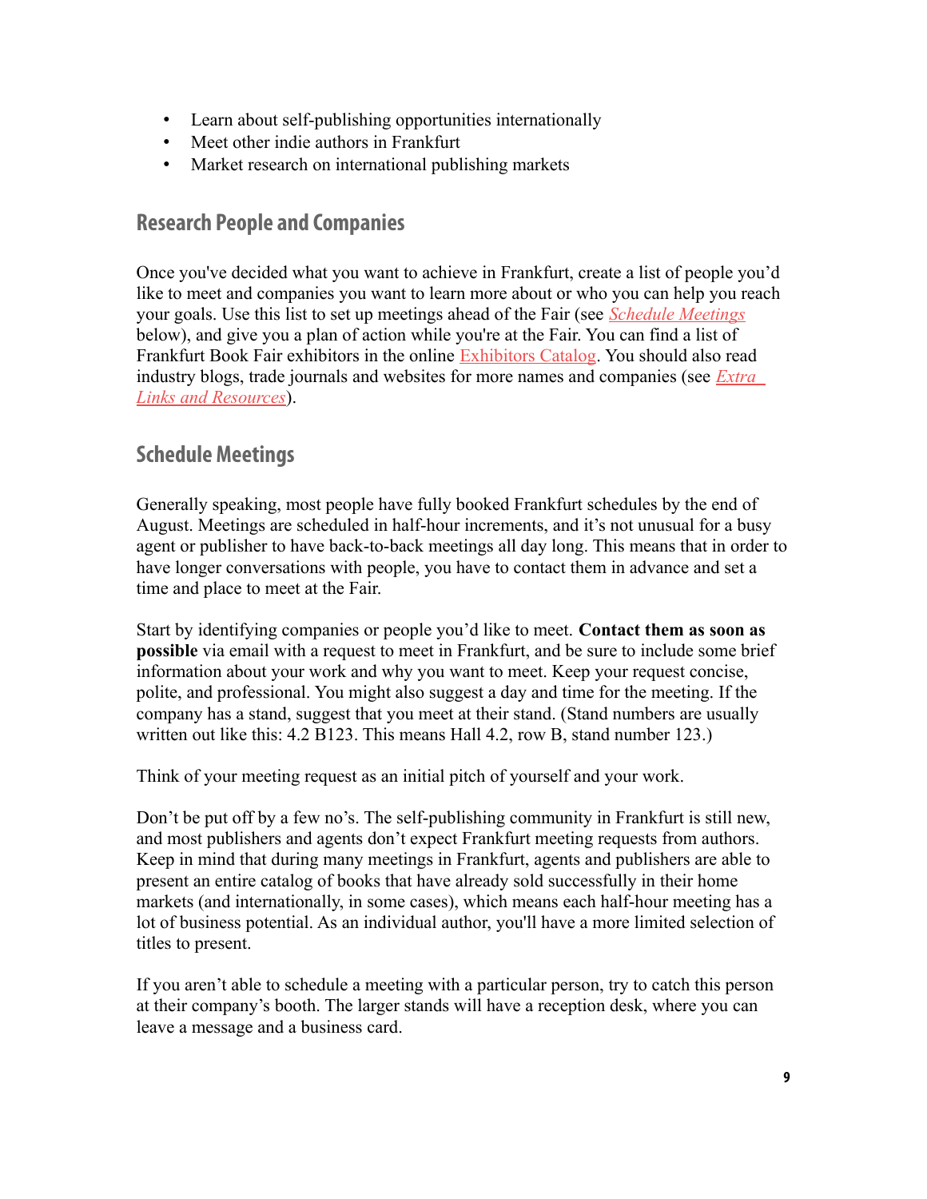- Learn about self-publishing opportunities internationally
- Meet other indie authors in Frankfurt
- Market research on international publishing markets

## Research People and Companies

Once you've decided what you want to achieve in Frankfurt, create a list of people you'd like to meet and companies you want to learn more about or who you can help you reach your goals. Use this list to set up meetings ahead of the Fair (see *Schedule Meetings* below), and give you a plan of action while you're at the Fair. You can find a list of Frankfurt Book Fair exhibitors in the online Exhibitors Catalog. You should also read industry blogs, trade journals and websites for more names and companies (see *Extra Links and Resources*).

## Schedule Meetings

Generally speaking, most people have fully booked Frankfurt schedules by the end of August. Meetings are scheduled in half-hour increments, and it's not unusual for a busy agent or publisher to have back-to-back meetings all day long. This means that in order to have longer conversations with people, you have to contact them in advance and set a time and place to meet at the Fair.

Start by identifying companies or people you'd like to meet. **Contact them as soon as possible** via email with a request to meet in Frankfurt, and be sure to include some brief information about your work and why you want to meet. Keep your request concise, polite, and professional. You might also suggest a day and time for the meeting. If the company has a stand, suggest that you meet at their stand. (Stand numbers are usually written out like this: 4.2 B123. This means Hall 4.2, row B, stand number 123.)

Think of your meeting request as an initial pitch of yourself and your work.

Don't be put off by a few no's. The self-publishing community in Frankfurt is still new, and most publishers and agents don't expect Frankfurt meeting requests from authors. Keep in mind that during many meetings in Frankfurt, agents and publishers are able to present an entire catalog of books that have already sold successfully in their home markets (and internationally, in some cases), which means each half-hour meeting has a lot of business potential. As an individual author, you'll have a more limited selection of titles to present.

If you aren't able to schedule a meeting with a particular person, try to catch this person at their company's booth. The larger stands will have a reception desk, where you can leave a message and a business card.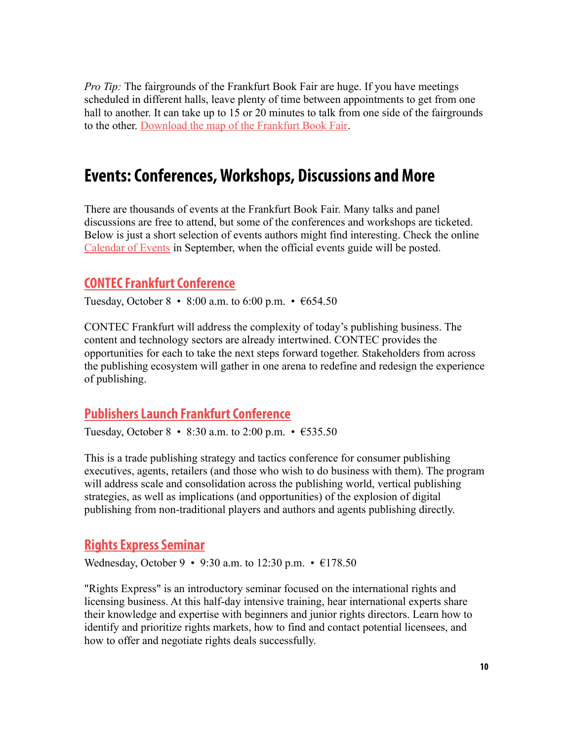*Pro Tip:* The fairgrounds of the Frankfurt Book Fair are huge. If you have meetings scheduled in different halls, leave plenty of time between appointments to get from one hall to another. It can take up to 15 or 20 minutes to talk from one side of the fairgrounds to the other. [Download the map of the Frankfurt Book Fair](#).

## Events: Conferences, Workshops, Discussions and More

There are thousands of events at the Frankfurt Book Fair. Many talks and panel discussions are free to attend, but some of the conferences and workshops are ticketed. Below is just a short selection of events authors might find interesting. Check the online [Calendar of Events](#) in September, when the official events guide will be posted.

### [CONTEC Frankfurt Conference](#)

Tuesday, October 8 • 8:00 a.m. to 6:00 p.m. • €654.50

CONTEC Frankfurt will address the complexity of today's publishing business. The content and technology sectors are already intertwined. CONTEC provides the opportunities for each to take the next steps forward together. Stakeholders from across the publishing ecosystem will gather in one arena to redefine and redesign the experience of publishing.

### [Publishers Launch Frankfurt Conference](#)

Tuesday, October 8 • 8:30 a.m. to 2:00 p.m. • €535.50

This is a trade publishing strategy and tactics conference for consumer publishing executives, agents, retailers (and those who wish to do business with them). The program will address scale and consolidation across the publishing world, vertical publishing strategies, as well as implications (and opportunities) of the explosion of digital publishing from non-traditional players and authors and agents publishing directly.

### [Rights Express Seminar](#)

Wednesday, October 9 • 9:30 a.m. to 12:30 p.m. • €178.50

"Rights Express" is an introductory seminar focused on the international rights and licensing business. At this half-day intensive training, hear international experts share their knowledge and expertise with beginners and junior rights directors. Learn how to identify and prioritize rights markets, how to find and contact potential licensees, and how to offer and negotiate rights deals successfully.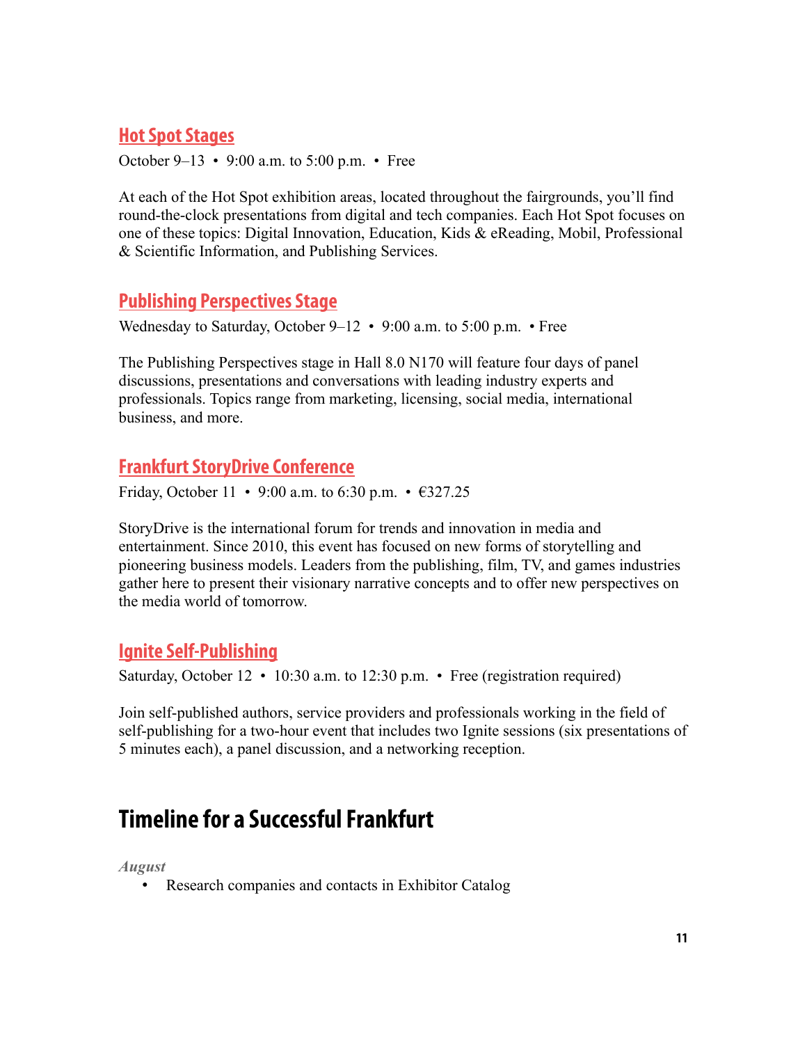### Hot Spot Stages

October 9–13 • 9:00 a.m. to 5:00 p.m. • Free

At each of the Hot Spot exhibition areas, located throughout the fairgrounds, you'll find round-the-clock presentations from digital and tech companies. Each Hot Spot focuses on one of these topics: Digital Innovation, Education, Kids & eReading, Mobil, Professional & Scientific Information, and Publishing Services.

### Publishing Perspectives Stage

Wednesday to Saturday, October 9–12 • 9:00 a.m. to 5:00 p.m. • Free

The Publishing Perspectives stage in Hall 8.0 N170 will feature four days of panel discussions, presentations and conversations with leading industry experts and professionals. Topics range from marketing, licensing, social media, international business, and more.

### Frankfurt StoryDrive Conference

Friday, October 11 • 9:00 a.m. to 6:30 p.m. • €327.25

StoryDrive is the international forum for trends and innovation in media and entertainment. Since 2010, this event has focused on new forms of storytelling and pioneering business models. Leaders from the publishing, film, TV, and games industries gather here to present their visionary narrative concepts and to offer new perspectives on the media world of tomorrow.

### Ignite Self-Publishing

Saturday, October 12 • 10:30 a.m. to 12:30 p.m. • Free (registration required)

Join self-published authors, service providers and professionals working in the field of self-publishing for a two-hour event that includes two Ignite sessions (six presentations of 5 minutes each), a panel discussion, and a networking reception.

## Timeline for a Successful Frankfurt

*August*

- Research companies and contacts in Exhibitor Catalog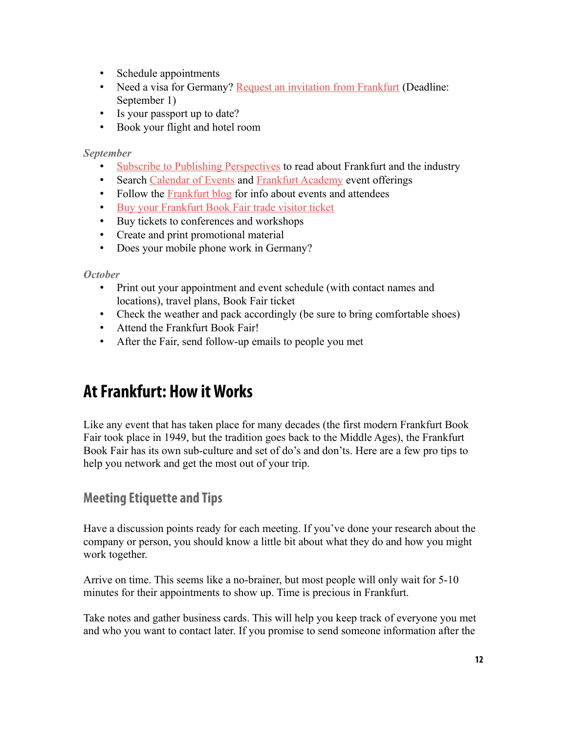- Schedule appointments
- Need a visa for Germany? Request an invitation from Frankfurt (Deadline: September 1)
- Is your passport up to date?
- Book your flight and hotel room

*September*

- Subscribe to Publishing Perspectives to read about Frankfurt and the industry
- Search Calendar of Events and Frankfurt Academy event offerings
- Follow the Frankfurt blog for info about events and attendees
- Buy your Frankfurt Book Fair trade visitor ticket
- Buy tickets to conferences and workshops
- Create and print promotional material
- Does your mobile phone work in Germany?

*October*

- Print out your appointment and event schedule (with contact names and locations), travel plans, Book Fair ticket
- Check the weather and pack accordingly (be sure to bring comfortable shoes)
- Attend the Frankfurt Book Fair!
- After the Fair, send follow-up emails to people you met

## At Frankfurt: How it Works

Like any event that has taken place for many decades (the first modern Frankfurt Book Fair took place in 1949, but the tradition goes back to the Middle Ages), the Frankfurt Book Fair has its own sub-culture and set of do's and don'ts. Here are a few pro tips to help you network and get the most out of your trip.

### Meeting Etiquette and Tips

Have a discussion points ready for each meeting. If you've done your research about the company or person, you should know a little bit about what they do and how you might work together.

Arrive on time. This seems like a no-brainer, but most people will only wait for 5-10 minutes for their appointments to show up. Time is precious in Frankfurt.

Take notes and gather business cards. This will help you keep track of everyone you met and who you want to contact later. If you promise to send someone information after the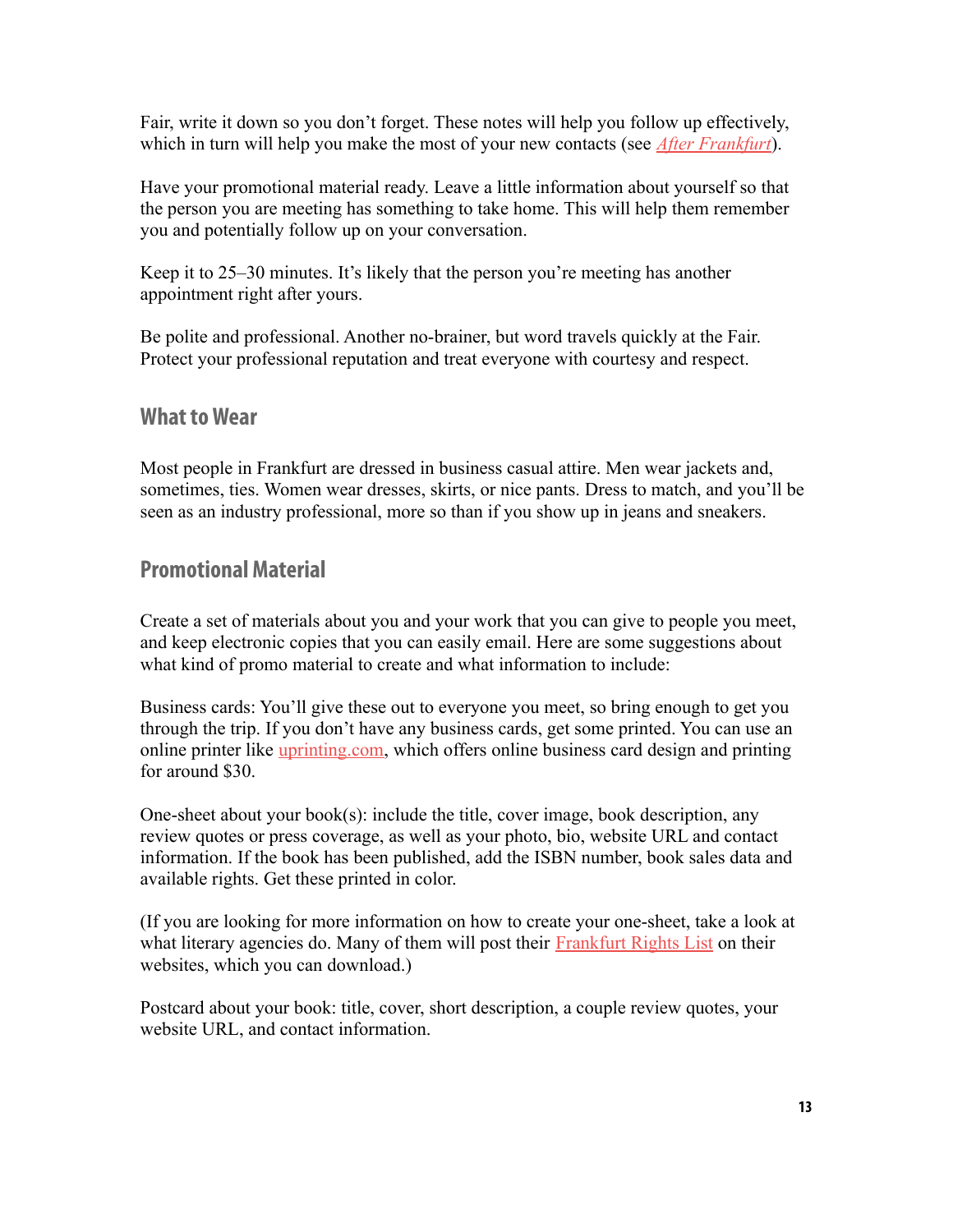Fair, write it down so you don't forget. These notes will help you follow up effectively, which in turn will help you make the most of your new contacts (see *After Frankfurt*).

Have your promotional material ready. Leave a little information about yourself so that the person you are meeting has something to take home. This will help them remember you and potentially follow up on your conversation.

Keep it to 25–30 minutes. It's likely that the person you're meeting has another appointment right after yours.

Be polite and professional. Another no-brainer, but word travels quickly at the Fair. Protect your professional reputation and treat everyone with courtesy and respect.

## What to Wear

Most people in Frankfurt are dressed in business casual attire. Men wear jackets and, sometimes, ties. Women wear dresses, skirts, or nice pants. Dress to match, and you'll be seen as an industry professional, more so than if you show up in jeans and sneakers.

## Promotional Material

Create a set of materials about you and your work that you can give to people you meet, and keep electronic copies that you can easily email. Here are some suggestions about what kind of promo material to create and what information to include:

Business cards: You'll give these out to everyone you meet, so bring enough to get you through the trip. If you don't have any business cards, get some printed. You can use an online printer like uprinting.com, which offers online business card design and printing for around $30.

One-sheet about your book(s): include the title, cover image, book description, any review quotes or press coverage, as well as your photo, bio, website URL and contact information. If the book has been published, add the ISBN number, book sales data and available rights. Get these printed in color.

(If you are looking for more information on how to create your one-sheet, take a look at what literary agencies do. Many of them will post their Frankfurt Rights List on their websites, which you can download.)

Postcard about your book: title, cover, short description, a couple review quotes, your website URL, and contact information.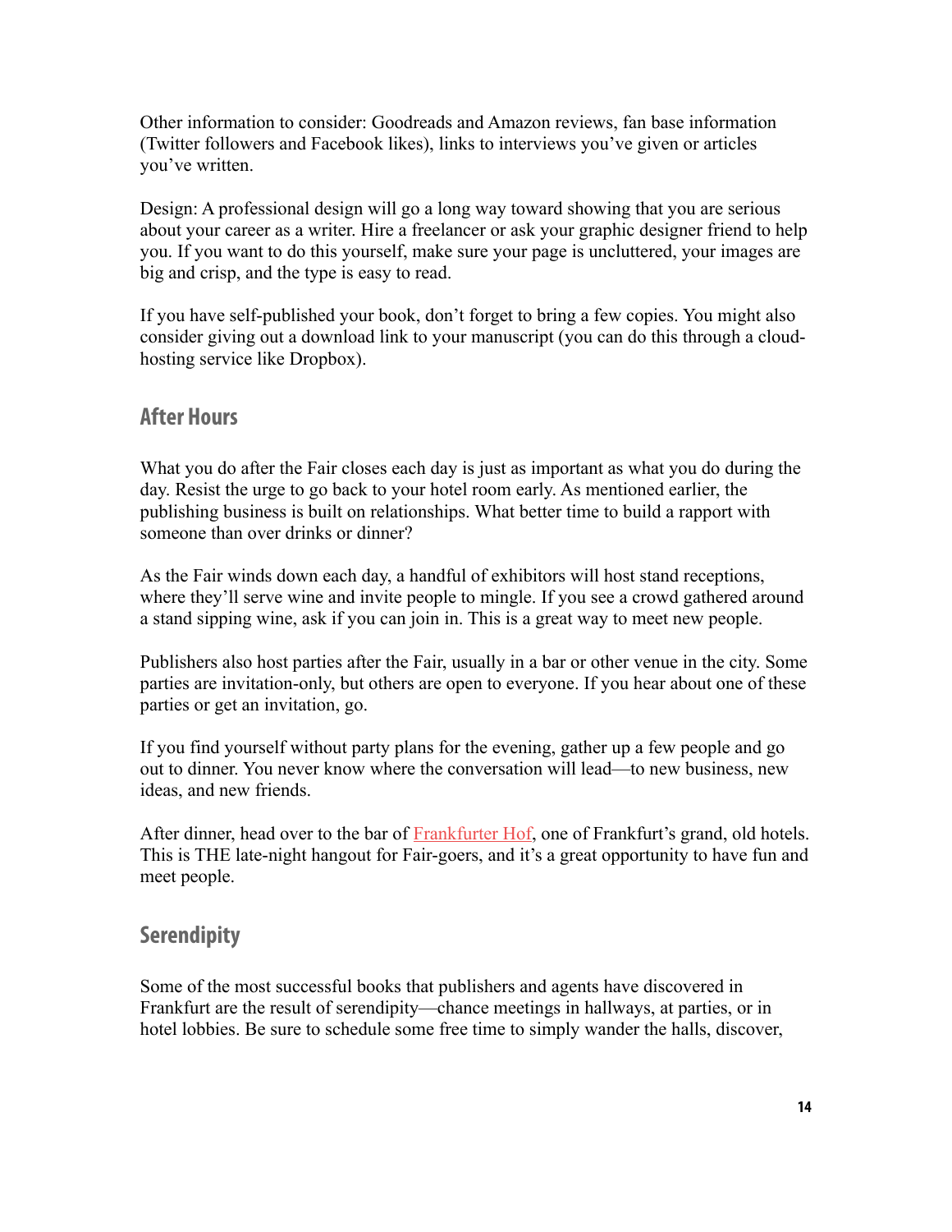Other information to consider: Goodreads and Amazon reviews, fan base information (Twitter followers and Facebook likes), links to interviews you've given or articles you've written.

Design: A professional design will go a long way toward showing that you are serious about your career as a writer. Hire a freelancer or ask your graphic designer friend to help you. If you want to do this yourself, make sure your page is uncluttered, your images are big and crisp, and the type is easy to read.

If you have self-published your book, don't forget to bring a few copies. You might also consider giving out a download link to your manuscript (you can do this through a cloud-hosting service like Dropbox).

## After Hours

What you do after the Fair closes each day is just as important as what you do during the day. Resist the urge to go back to your hotel room early. As mentioned earlier, the publishing business is built on relationships. What better time to build a rapport with someone than over drinks or dinner?

As the Fair winds down each day, a handful of exhibitors will host stand receptions, where they'll serve wine and invite people to mingle. If you see a crowd gathered around a stand sipping wine, ask if you can join in. This is a great way to meet new people.

Publishers also host parties after the Fair, usually in a bar or other venue in the city. Some parties are invitation-only, but others are open to everyone. If you hear about one of these parties or get an invitation, go.

If you find yourself without party plans for the evening, gather up a few people and go out to dinner. You never know where the conversation will lead—to new business, new ideas, and new friends.

After dinner, head over to the bar of Frankfurter Hof, one of Frankfurt's grand, old hotels. This is THE late-night hangout for Fair-goers, and it's a great opportunity to have fun and meet people.

## Serendipity

Some of the most successful books that publishers and agents have discovered in Frankfurt are the result of serendipity—chance meetings in hallways, at parties, or in hotel lobbies. Be sure to schedule some free time to simply wander the halls, discover,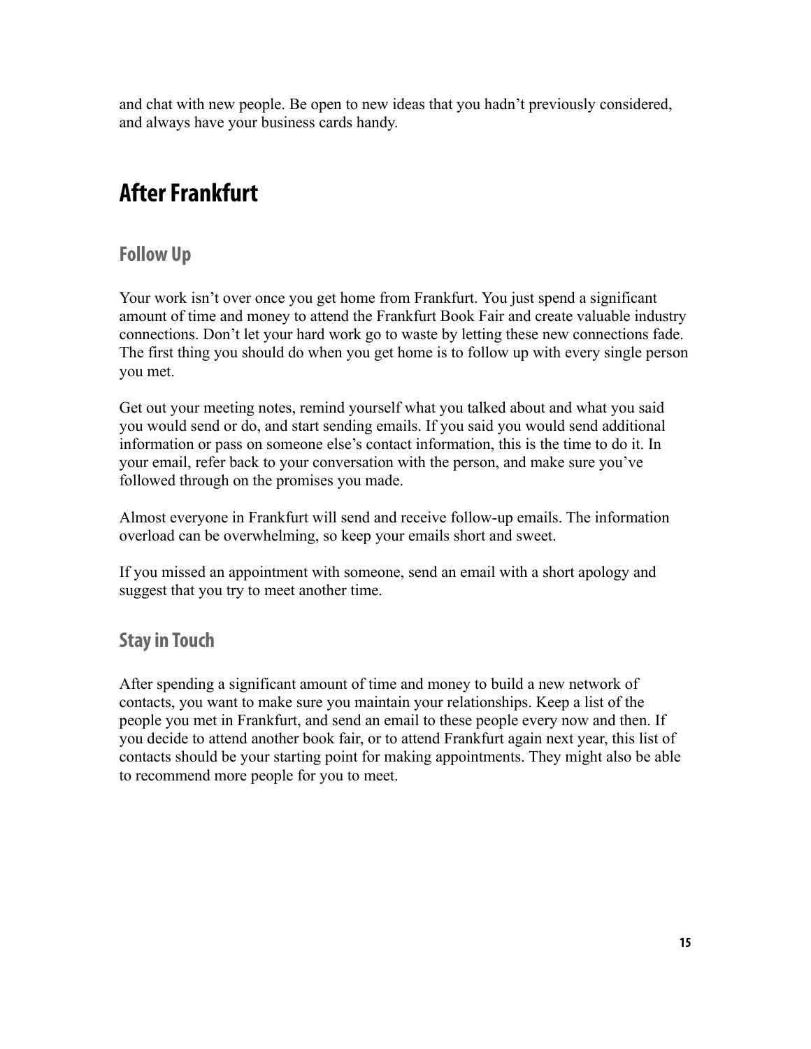and chat with new people. Be open to new ideas that you hadn't previously considered, and always have your business cards handy.

# After Frankfurt

## Follow Up

Your work isn't over once you get home from Frankfurt. You just spend a significant amount of time and money to attend the Frankfurt Book Fair and create valuable industry connections. Don't let your hard work go to waste by letting these new connections fade. The first thing you should do when you get home is to follow up with every single person you met.

Get out your meeting notes, remind yourself what you talked about and what you said you would send or do, and start sending emails. If you said you would send additional information or pass on someone else's contact information, this is the time to do it. In your email, refer back to your conversation with the person, and make sure you've followed through on the promises you made.

Almost everyone in Frankfurt will send and receive follow-up emails. The information overload can be overwhelming, so keep your emails short and sweet.

If you missed an appointment with someone, send an email with a short apology and suggest that you try to meet another time.

## Stay in Touch

After spending a significant amount of time and money to build a new network of contacts, you want to make sure you maintain your relationships. Keep a list of the people you met in Frankfurt, and send an email to these people every now and then. If you decide to attend another book fair, or to attend Frankfurt again next year, this list of contacts should be your starting point for making appointments. They might also be able to recommend more people for you to meet.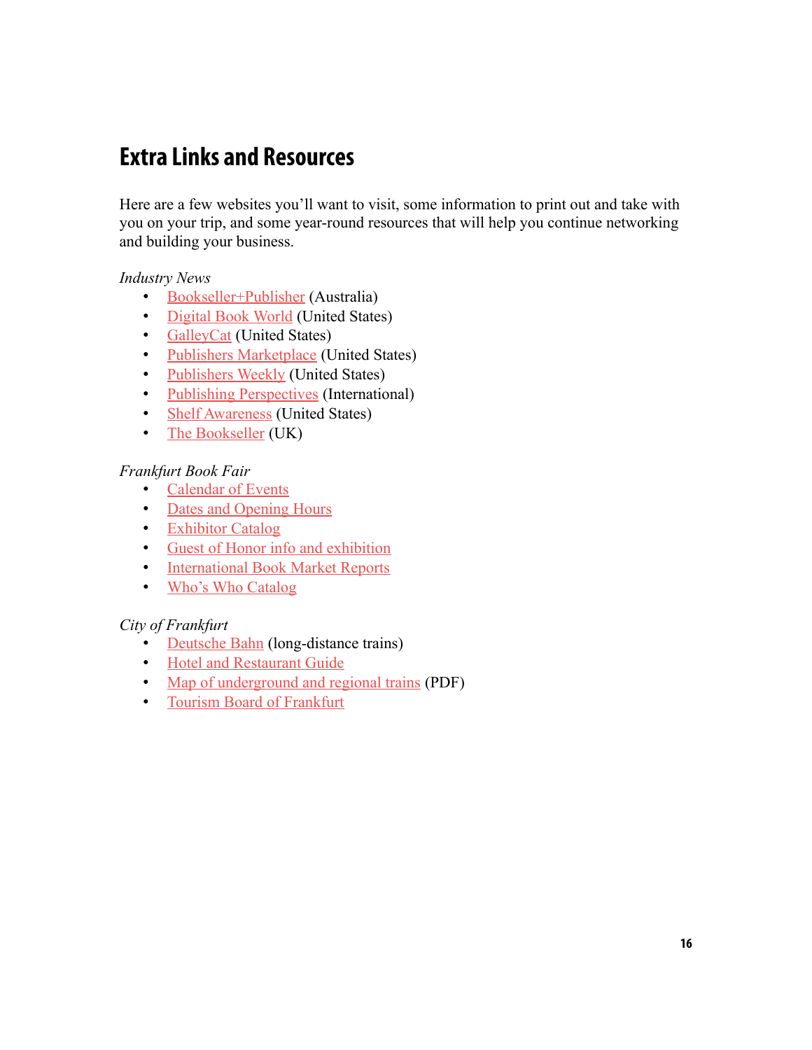# Extra Links and Resources

Here are a few websites you'll want to visit, some information to print out and take with you on your trip, and some year-round resources that will help you continue networking and building your business.

*Industry News*

- Bookseller+Publisher (Australia)
- Digital Book World (United States)
- GalleyCat (United States)
- Publishers Marketplace (United States)
- Publishers Weekly (United States)
- Publishing Perspectives (International)
- Shelf Awareness (United States)
- The Bookseller (UK)

*Frankfurt Book Fair*

- Calendar of Events
- Dates and Opening Hours
- Exhibitor Catalog
- Guest of Honor info and exhibition
- International Book Market Reports
- Who's Who Catalog

*City of Frankfurt*

- Deutsche Bahn (long-distance trains)
- Hotel and Restaurant Guide
- Map of underground and regional trains (PDF)
- Tourism Board of Frankfurt